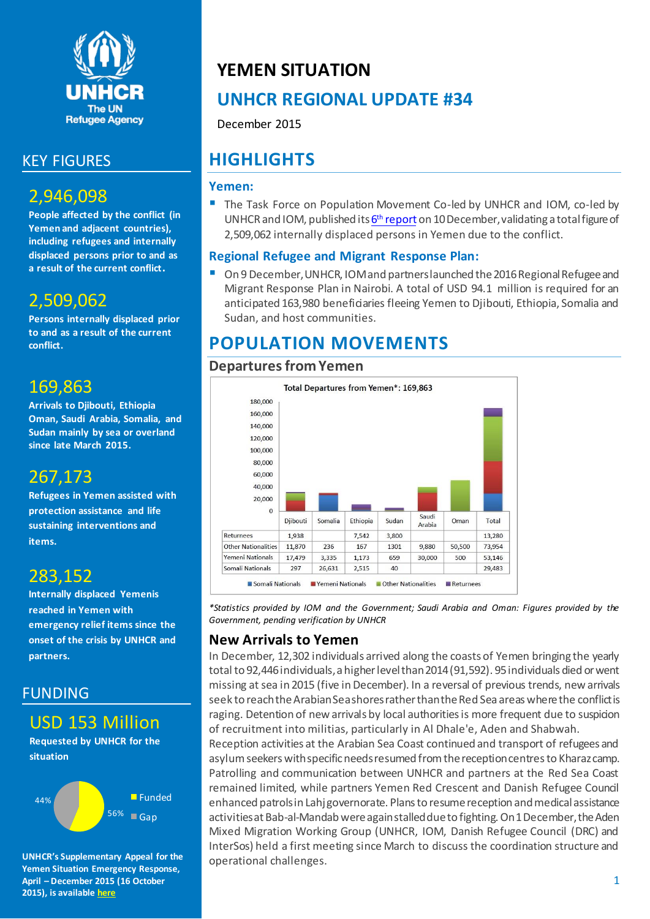# YEMEN SITUATION

## UNHCR REGIONAL UPDATE #34

December 2015

## KEY FIGURES

**2,946,098**

**People affected by the conflict (in Yemen and adjacent countries), including refugees and internally displaced persons prior to and as a result of the current conflict.**

**2,509,062**

**Persons internally displaced prior to and as a result of the current conflict.**

**169,863**

**Arrivals to Djibouti, Ethiopia Oman, Saudi Arabia, Somalia, and Sudan mainly by sea or overland since late March 2015.**

**267,173**

**Refugees in Yemen assisted with protection assistance and life sustaining interventions and items.**

**283,152**

**Internally displaced Yemenis reached in Yemen with emergency relief items since the onset of the crisis by UNHCR and partners.**

## FUNDING

**USD 153 Million**

**Requested by UNHCR for the situation**

- Funded: 56%
- Gap: 44%

**UNHCR's Supplementary Appeal for the Yemen Situation Emergency Response, April – December 2015 (16 October 2015), is available here**

## HIGHLIGHTS

### Yemen:

- The Task Force on Population Movement Co-led by UNHCR and IOM, co-led by UNHCR and IOM, published its 6th report on 10 December, validating a total figure of 2,509,062 internally displaced persons in Yemen due to the conflict.

### Regional Refugee and Migrant Response Plan:

- On 9 December, UNHCR, IOM and partners launched the 2016 Regional Refugee and Migrant Response Plan in Nairobi. A total of USD 94.1 million is required for an anticipated 163,980 beneficiaries fleeing Yemen to Djibouti, Ethiopia, Somalia and Sudan, and host communities.

## POPULATION MOVEMENTS

### Departures from Yemen

Total Departures from Yemen*: 169,863

| | Djibouti | Somalia | Ethiopia | Sudan | Saudi Arabia | Oman | Total |
|---|---|---|---|---|---|---|---|
| Returnees | 1,938 | | 7,542 | 3,800 | | | 13,280 |
| Other Nationalities | 11,870 | 236 | 167 | 1301 | 9,880 | 50,500 | 73,954 |
| Yemeni Nationals | 17,479 | 3,335 | 1,173 | 659 | 30,000 | 500 | 53,146 |
| Somali Nationals | 297 | 26,631 | 2,515 | 40 | | | 29,483 |

*\*Statistics provided by IOM and the Government; Saudi Arabia and Oman: Figures provided by the Government, pending verification by UNHCR*

### New Arrivals to Yemen

In December, 12,302 individuals arrived along the coasts of Yemen bringing the yearly total to 92,446 individuals, a higher level than 2014 (91,592). 95 individuals died or went missing at sea in 2015 (five in December). In a reversal of previous trends, new arrivals seek to reach the Arabian Sea shores rather than the Red Sea areas where the conflict is raging. Detention of new arrivals by local authorities is more frequent due to suspicion of recruitment into militias, particularly in Al Dhale'e, Aden and Shabwah.

Reception activities at the Arabian Sea Coast continued and transport of refugees and asylum seekers with specific needs resumed from the reception centres to Kharaz camp. Patrolling and communication between UNHCR and partners at the Red Sea Coast remained limited, while partners Yemen Red Crescent and Danish Refugee Council enhanced patrols in Lahj governorate. Plans to resume reception and medical assistance activities at Bab-al-Mandab were again stalled due to fighting. On 1 December, the Aden Mixed Migration Working Group (UNHCR, IOM, Danish Refugee Council (DRC) and InterSos) held a first meeting since March to discuss the coordination structure and operational challenges.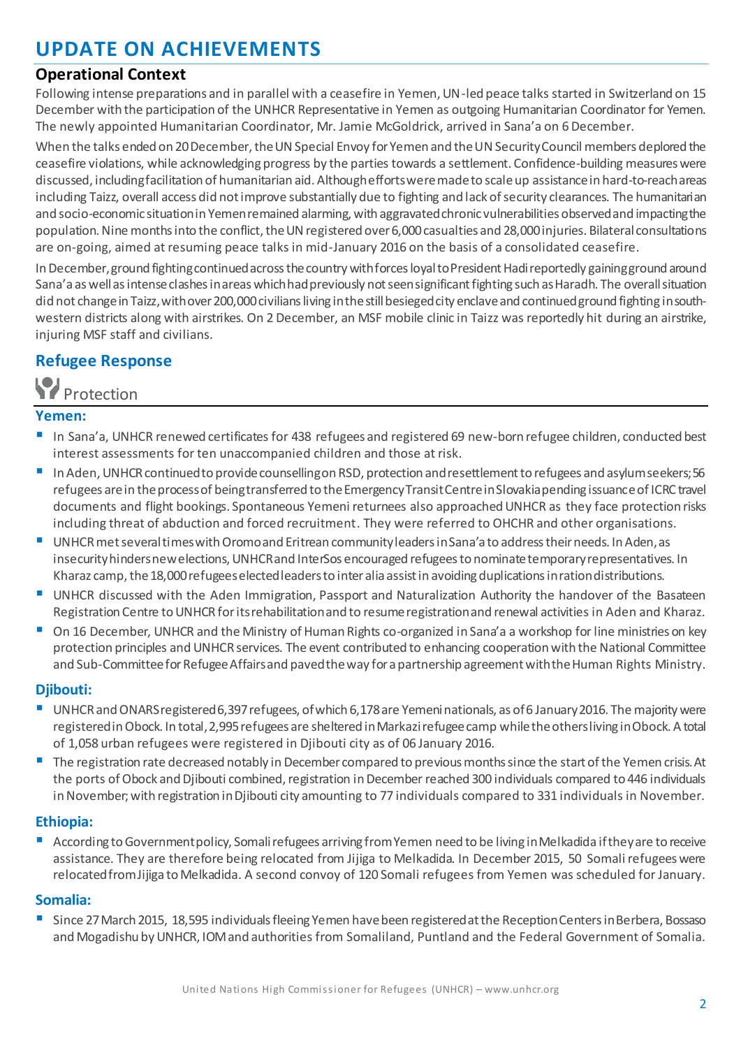# UPDATE ON ACHIEVEMENTS

## Operational Context

Following intense preparations and in parallel with a ceasefire in Yemen, UN-led peace talks started in Switzerland on 15 December with the participation of the UNHCR Representative in Yemen as outgoing Humanitarian Coordinator for Yemen. The newly appointed Humanitarian Coordinator, Mr. Jamie McGoldrick, arrived in Sana'a on 6 December.

When the talks ended on 20 December, the UN Special Envoy for Yemen and the UN Security Council members deplored the ceasefire violations, while acknowledging progress by the parties towards a settlement. Confidence-building measures were discussed, including facilitation of humanitarian aid. Although efforts were made to scale up assistance in hard-to-reach areas including Taizz, overall access did not improve substantially due to fighting and lack of security clearances. The humanitarian and socio-economic situation in Yemen remained alarming, with aggravated chronic vulnerabilities observed and impacting the population. Nine months into the conflict, the UN registered over 6,000 casualties and 28,000 injuries. Bilateral consultations are on-going, aimed at resuming peace talks in mid-January 2016 on the basis of a consolidated ceasefire.

In December, ground fighting continued across the country with forces loyal to President Hadi reportedly gaining ground around Sana'a as well as intense clashes in areas which had previously not seen significant fighting such as Haradh. The overall situation did not change in Taizz, with over 200,000 civilians living in the still besieged city enclave and continued ground fighting in south-western districts along with airstrikes. On 2 December, an MSF mobile clinic in Taizz was reportedly hit during an airstrike, injuring MSF staff and civilians.

## Refugee Response

### Protection

#### Yemen:

- In Sana'a, UNHCR renewed certificates for 438 refugees and registered 69 new-born refugee children, conducted best interest assessments for ten unaccompanied children and those at risk.
- In Aden, UNHCR continued to provide counselling on RSD, protection and resettlement to refugees and asylum seekers; 56 refugees are in the process of being transferred to the Emergency Transit Centre in Slovakia pending issuance of ICRC travel documents and flight bookings. Spontaneous Yemeni returnees also approached UNHCR as they face protection risks including threat of abduction and forced recruitment. They were referred to OHCHR and other organisations.
- UNHCR met several times with Oromo and Eritrean community leaders in Sana'a to address their needs. In Aden, as insecurity hinders new elections, UNHCR and InterSos encouraged refugees to nominate temporary representatives. In Kharaz camp, the 18,000 refugees elected leaders to inter alia assist in avoiding duplications in ration distributions.
- UNHCR discussed with the Aden Immigration, Passport and Naturalization Authority the handover of the Basateen Registration Centre to UNHCR for its rehabilitation and to resume registration and renewal activities in Aden and Kharaz.
- On 16 December, UNHCR and the Ministry of Human Rights co-organized in Sana'a a workshop for line ministries on key protection principles and UNHCR services. The event contributed to enhancing cooperation with the National Committee and Sub-Committee for Refugee Affairs and paved the way for a partnership agreement with the Human Rights Ministry.

#### Djibouti:

- UNHCR and ONARS registered 6,397 refugees, of which 6,178 are Yemeni nationals, as of 6 January 2016. The majority were registered in Obock. In total, 2,995 refugees are sheltered in Markazi refugee camp while the others living in Obock. A total of 1,058 urban refugees were registered in Djibouti city as of 06 January 2016.
- The registration rate decreased notably in December compared to previous months since the start of the Yemen crisis. At the ports of Obock and Djibouti combined, registration in December reached 300 individuals compared to 446 individuals in November; with registration in Djibouti city amounting to 77 individuals compared to 331 individuals in November.

#### Ethiopia:

- According to Government policy, Somali refugees arriving from Yemen need to be living in Melkadida if they are to receive assistance. They are therefore being relocated from Jijiga to Melkadida. In December 2015, 50 Somali refugees were relocated from Jijiga to Melkadida. A second convoy of 120 Somali refugees from Yemen was scheduled for January.

#### Somalia:

- Since 27 March 2015, 18,595 individuals fleeing Yemen have been registered at the Reception Centers in Berbera, Bossaso and Mogadishu by UNHCR, IOM and authorities from Somaliland, Puntland and the Federal Government of Somalia.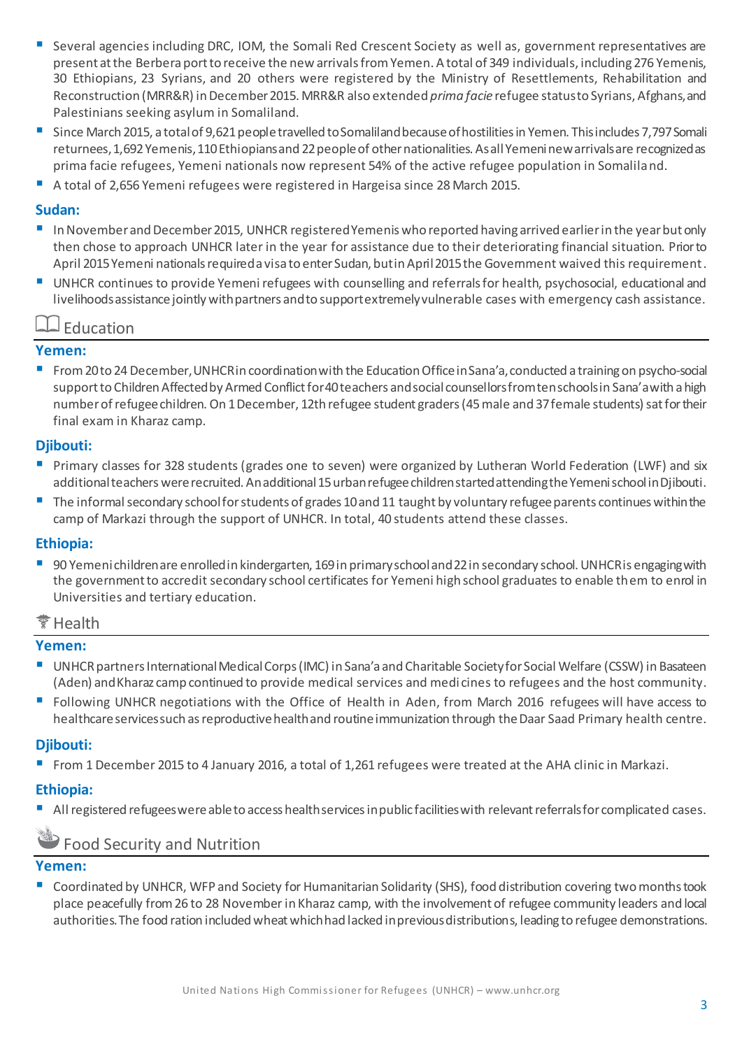- Several agencies including DRC, IOM, the Somali Red Crescent Society as well as, government representatives are present at the Berbera port to receive the new arrivals from Yemen. A total of 349 individuals, including 276 Yemenis, 30 Ethiopians, 23 Syrians, and 20 others were registered by the Ministry of Resettlements, Rehabilitation and Reconstruction (MRR&R) in December 2015. MRR&R also extended *prima facie* refugee status to Syrians, Afghans, and Palestinians seeking asylum in Somaliland.
- Since March 2015, a total of 9,621 people travelled to Somaliland because of hostilities in Yemen. This includes 7,797 Somali returnees, 1,692 Yemenis, 110 Ethiopians and 22 people of other nationalities. As all Yemeni new arrivals are recognized as prima facie refugees, Yemeni nationals now represent 54% of the active refugee population in Somaliland.
- A total of 2,656 Yemeni refugees were registered in Hargeisa since 28 March 2015.

**Sudan:**

- In November and December 2015, UNHCR registered Yemenis who reported having arrived earlier in the year but only then chose to approach UNHCR later in the year for assistance due to their deteriorating financial situation. Prior to April 2015 Yemeni nationals required a visa to enter Sudan, but in April 2015 the Government waived this requirement.
- UNHCR continues to provide Yemeni refugees with counselling and referrals for health, psychosocial, educational and livelihoods assistance jointly with partners and to support extremely vulnerable cases with emergency cash assistance.

## Education

**Yemen:**

- From 20 to 24 December, UNHCR in coordination with the Education Office in Sana'a, conducted a training on psycho-social support to Children Affected by Armed Conflict for 40 teachers and social counsellors from ten schools in Sana'a with a high number of refugee children. On 1 December, 12th refugee student graders (45 male and 37 female students) sat for their final exam in Kharaz camp.

**Djibouti:**

- Primary classes for 328 students (grades one to seven) were organized by Lutheran World Federation (LWF) and six additional teachers were recruited. An additional 15 urban refugee children started attending the Yemeni school in Djibouti.
- The informal secondary school for students of grades 10 and 11 taught by voluntary refugee parents continues within the camp of Markazi through the support of UNHCR. In total, 40 students attend these classes.

**Ethiopia:**

- 90 Yemeni children are enrolled in kindergarten, 169 in primary school and 22 in secondary school. UNHCR is engaging with the government to accredit secondary school certificates for Yemeni high school graduates to enable them to enrol in Universities and tertiary education.

## Health

**Yemen:**

- UNHCR partners International Medical Corps (IMC) in Sana'a and Charitable Society for Social Welfare (CSSW) in Basateen (Aden) and Kharaz camp continued to provide medical services and medicines to refugees and the host community.
- Following UNHCR negotiations with the Office of Health in Aden, from March 2016 refugees will have access to healthcare services such as reproductive health and routine immunization through the Daar Saad Primary health centre.

**Djibouti:**

- From 1 December 2015 to 4 January 2016, a total of 1,261 refugees were treated at the AHA clinic in Markazi.

**Ethiopia:**

- All registered refugees were able to access health services in public facilities with relevant referrals for complicated cases.

## Food Security and Nutrition

**Yemen:**

- Coordinated by UNHCR, WFP and Society for Humanitarian Solidarity (SHS), food distribution covering two months took place peacefully from 26 to 28 November in Kharaz camp, with the involvement of refugee community leaders and local authorities. The food ration included wheat which had lacked in previous distributions, leading to refugee demonstrations.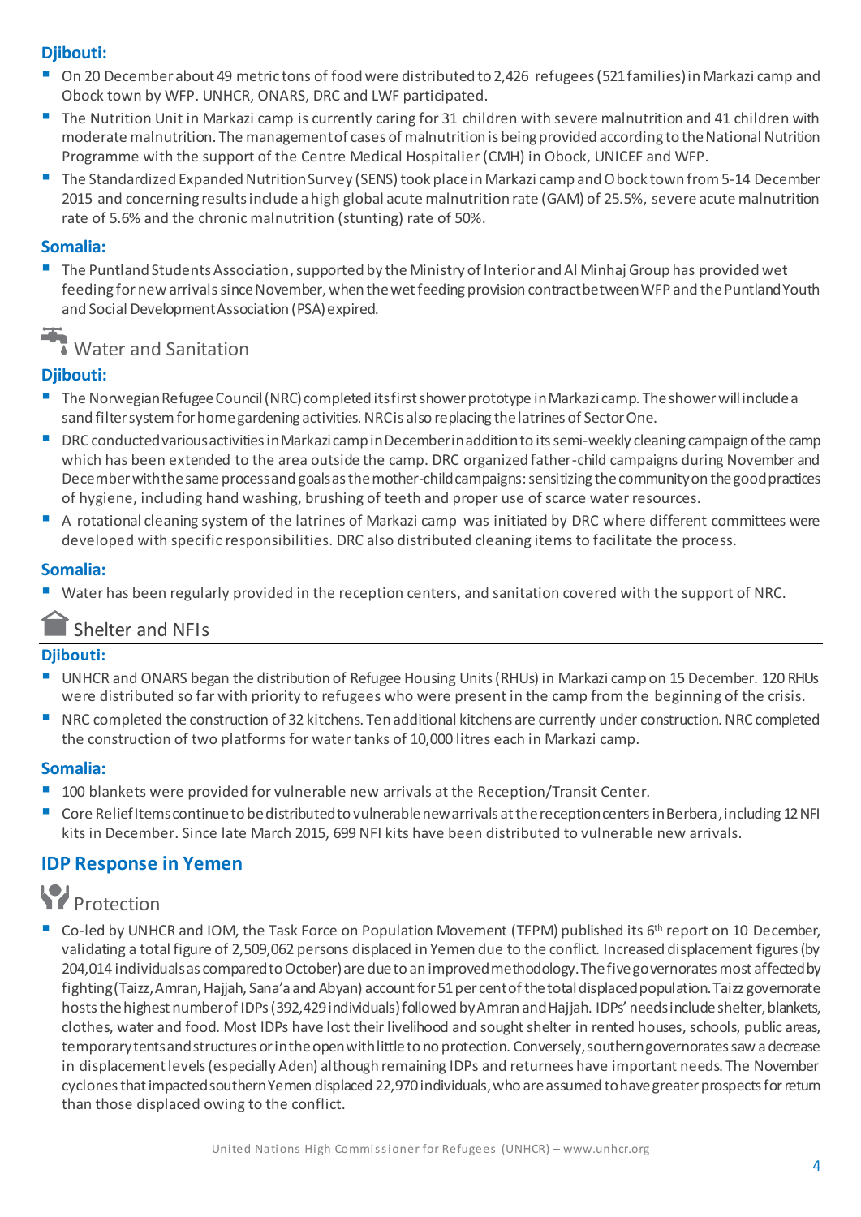**Djibouti:**

- On 20 December about 49 metric tons of food were distributed to 2,426 refugees (521 families) in Markazi camp and Obock town by WFP. UNHCR, ONARS, DRC and LWF participated.
- The Nutrition Unit in Markazi camp is currently caring for 31 children with severe malnutrition and 41 children with moderate malnutrition. The management of cases of malnutrition is being provided according to the National Nutrition Programme with the support of the Centre Medical Hospitalier (CMH) in Obock, UNICEF and WFP.
- The Standardized Expanded Nutrition Survey (SENS) took place in Markazi camp and Obock town from 5-14 December 2015 and concerning results include a high global acute malnutrition rate (GAM) of 25.5%, severe acute malnutrition rate of 5.6% and the chronic malnutrition (stunting) rate of 50%.

**Somalia:**

- The Puntland Students Association, supported by the Ministry of Interior and Al Minhaj Group has provided wet feeding for new arrivals since November, when the wet feeding provision contract between WFP and the Puntland Youth and Social Development Association (PSA) expired.

## Water and Sanitation

**Djibouti:**

- The Norwegian Refugee Council (NRC) completed its first shower prototype in Markazi camp. The shower will include a sand filter system for home gardening activities. NRC is also replacing the latrines of Sector One.
- DRC conducted various activities in Markazi camp in December in addition to its semi-weekly cleaning campaign of the camp which has been extended to the area outside the camp. DRC organized father-child campaigns during November and December with the same process and goals as the mother-child campaigns: sensitizing the community on the good practices of hygiene, including hand washing, brushing of teeth and proper use of scarce water resources.
- A rotational cleaning system of the latrines of Markazi camp was initiated by DRC where different committees were developed with specific responsibilities. DRC also distributed cleaning items to facilitate the process.

**Somalia:**

- Water has been regularly provided in the reception centers, and sanitation covered with the support of NRC.

## Shelter and NFIs

**Djibouti:**

- UNHCR and ONARS began the distribution of Refugee Housing Units (RHUs) in Markazi camp on 15 December. 120 RHUs were distributed so far with priority to refugees who were present in the camp from the beginning of the crisis.
- NRC completed the construction of 32 kitchens. Ten additional kitchens are currently under construction. NRC completed the construction of two platforms for water tanks of 10,000 litres each in Markazi camp.

**Somalia:**

- 100 blankets were provided for vulnerable new arrivals at the Reception/Transit Center.
- Core Relief Items continue to be distributed to vulnerable new arrivals at the reception centers in Berbera, including 12 NFI kits in December. Since late March 2015, 699 NFI kits have been distributed to vulnerable new arrivals.

# IDP Response in Yemen

## Protection

- Co-led by UNHCR and IOM, the Task Force on Population Movement (TFPM) published its 6th report on 10 December, validating a total figure of 2,509,062 persons displaced in Yemen due to the conflict. Increased displacement figures (by 204,014 individuals as compared to October) are due to an improved methodology. The five governorates most affected by fighting (Taizz, Amran, Hajjah, Sana'a and Abyan) account for 51 per cent of the total displaced population. Taizz governorate hosts the highest number of IDPs (392,429 individuals) followed by Amran and Hajjah. IDPs' needs include shelter, blankets, clothes, water and food. Most IDPs have lost their livelihood and sought shelter in rented houses, schools, public areas, temporary tents and structures or in the open with little to no protection. Conversely, southern governorates saw a decrease in displacement levels (especially Aden) although remaining IDPs and returnees have important needs. The November cyclones that impacted southern Yemen displaced 22,970 individuals, who are assumed to have greater prospects for return than those displaced owing to the conflict.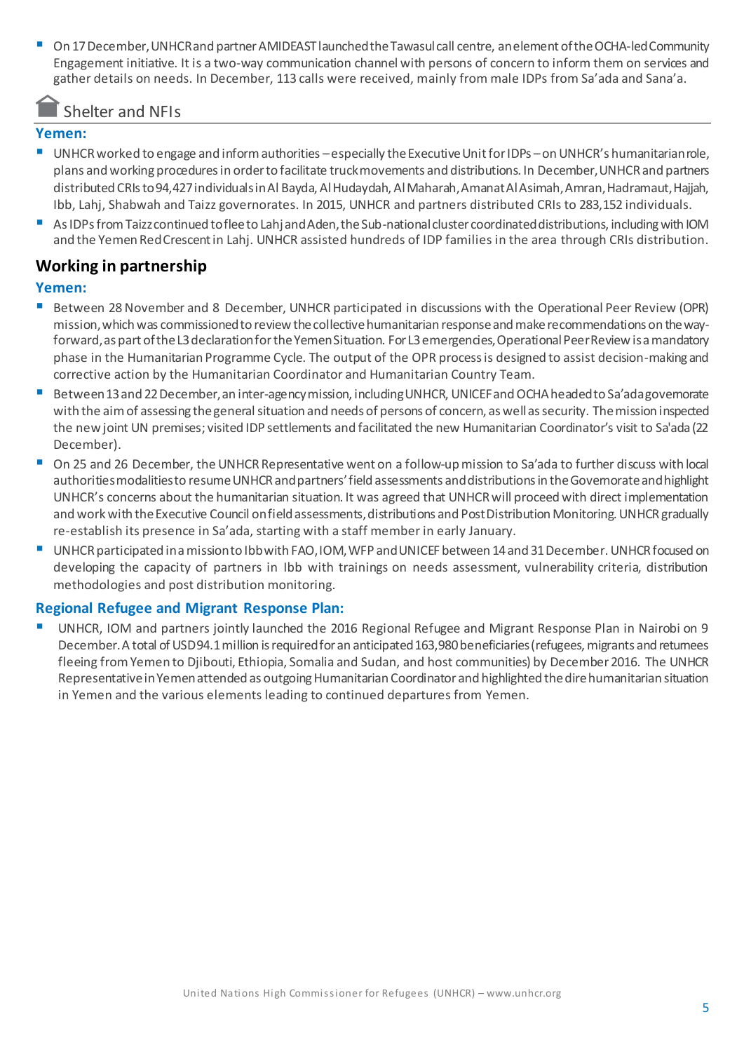- On 17 December, UNHCR and partner AMIDEAST launched the Tawasul call centre, an element of the OCHA-led Community Engagement initiative. It is a two-way communication channel with persons of concern to inform them on services and gather details on needs. In December, 113 calls were received, mainly from male IDPs from Sa'ada and Sana'a.

## Shelter and NFIs

### Yemen:

- UNHCR worked to engage and inform authorities – especially the Executive Unit for IDPs – on UNHCR's humanitarian role, plans and working procedures in order to facilitate truck movements and distributions. In December, UNHCR and partners distributed CRIs to 94,427 individuals in Al Bayda, Al Hudaydah, Al Maharah, Amanat Al Asimah, Amran, Hadramaut, Hajjah, Ibb, Lahj, Shabwah and Taizz governorates. In 2015, UNHCR and partners distributed CRIs to 283,152 individuals.
- As IDPs from Taizz continued to flee to Lahj and Aden, the Sub-national cluster coordinated distributions, including with IOM and the Yemen Red Crescent in Lahj. UNHCR assisted hundreds of IDP families in the area through CRIs distribution.

## Working in partnership

### Yemen:

- Between 28 November and 8 December, UNHCR participated in discussions with the Operational Peer Review (OPR) mission, which was commissioned to review the collective humanitarian response and make recommendations on the way-forward, as part of the L3 declaration for the Yemen Situation. For L3 emergencies, Operational Peer Review is a mandatory phase in the Humanitarian Programme Cycle. The output of the OPR process is designed to assist decision-making and corrective action by the Humanitarian Coordinator and Humanitarian Country Team.
- Between 13 and 22 December, an inter-agency mission, including UNHCR, UNICEF and OCHA headed to Sa'ada governorate with the aim of assessing the general situation and needs of persons of concern, as well as security. The mission inspected the new joint UN premises; visited IDP settlements and facilitated the new Humanitarian Coordinator's visit to Sa'ada (22 December).
- On 25 and 26 December, the UNHCR Representative went on a follow-up mission to Sa'ada to further discuss with local authorities modalities to resume UNHCR and partners' field assessments and distributions in the Governorate and highlight UNHCR's concerns about the humanitarian situation. It was agreed that UNHCR will proceed with direct implementation and work with the Executive Council on field assessments, distributions and Post Distribution Monitoring. UNHCR gradually re-establish its presence in Sa'ada, starting with a staff member in early January.
- UNHCR participated in a mission to Ibb with FAO, IOM, WFP and UNICEF between 14 and 31 December. UNHCR focused on developing the capacity of partners in Ibb with trainings on needs assessment, vulnerability criteria, distribution methodologies and post distribution monitoring.

### Regional Refugee and Migrant Response Plan:

- UNHCR, IOM and partners jointly launched the 2016 Regional Refugee and Migrant Response Plan in Nairobi on 9 December. A total of USD 94.1 million is required for an anticipated 163,980 beneficiaries (refugees, migrants and returnees fleeing from Yemen to Djibouti, Ethiopia, Somalia and Sudan, and host communities) by December 2016. The UNHCR Representative in Yemen attended as outgoing Humanitarian Coordinator and highlighted the dire humanitarian situation in Yemen and the various elements leading to continued departures from Yemen.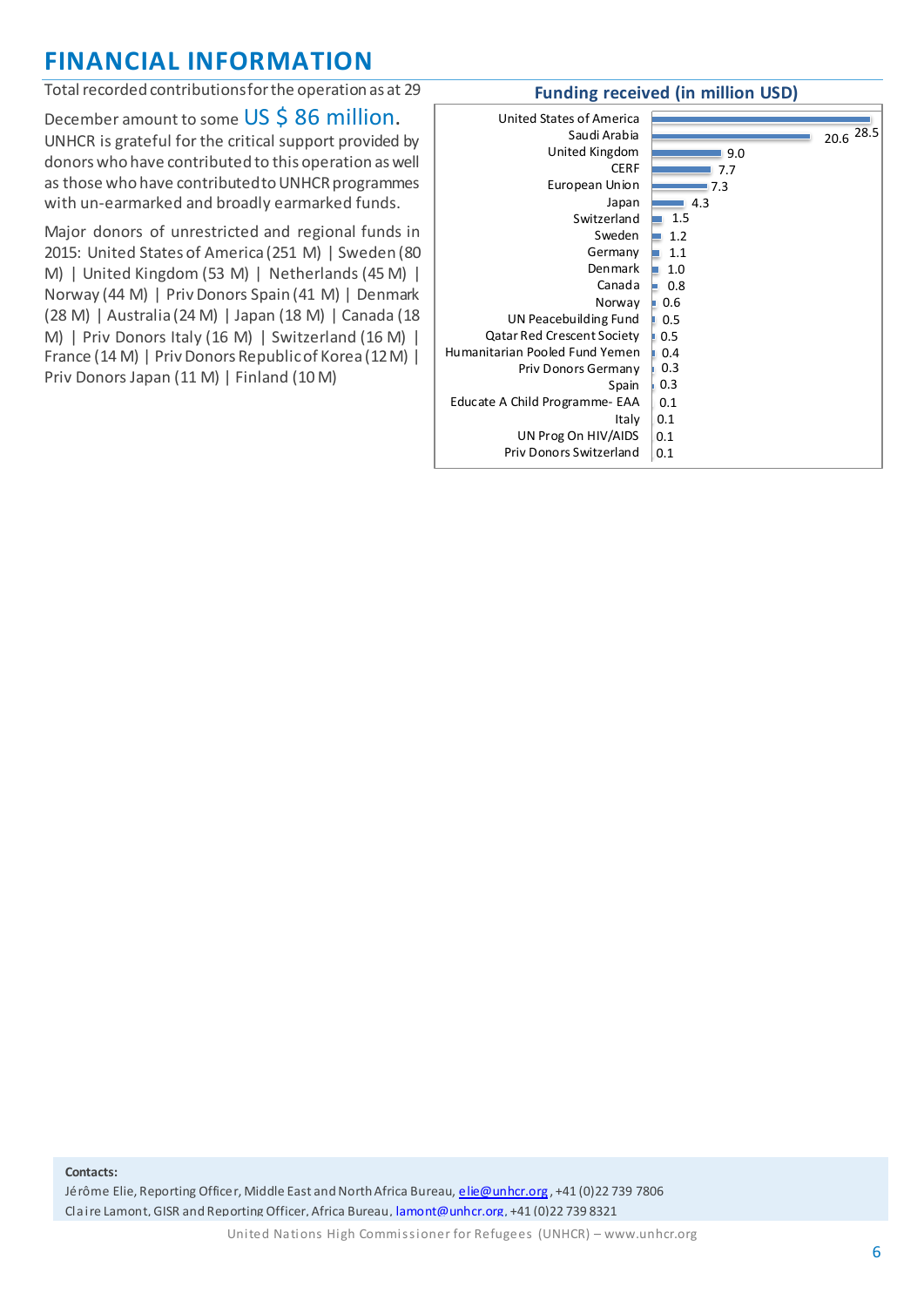## FINANCIAL INFORMATION

Total recorded contributions for the operation as at 29 December amount to some **US $ 86 million**. UNHCR is grateful for the critical support provided by donors who have contributed to this operation as well as those who have contributed to UNHCR programmes with un-earmarked and broadly earmarked funds.

Major donors of unrestricted and regional funds in 2015: United States of America (251 M) | Sweden (80 M) | United Kingdom (53 M) | Netherlands (45 M) | Norway (44 M) | Priv Donors Spain (41 M) | Denmark (28 M) | Australia (24 M) | Japan (18 M) | Canada (18 M) | Priv Donors Italy (16 M) | Switzerland (16 M) | France (14 M) | Priv Donors Republic of Korea (12 M) | Priv Donors Japan (11 M) | Finland (10 M)

**Funding received (in million USD)**

| Donor | Funding received (million USD) |
|---|---|
| United States of America | 28.5 |
| Saudi Arabia | 20.6 |
| United Kingdom | 9.0 |
| CERF | 7.7 |
| European Union | 7.3 |
| Japan | 4.3 |
| Switzerland | 1.5 |
| Sweden | 1.2 |
| Germany | 1.1 |
| Denmark | 1.0 |
| Canada | 0.8 |
| Norway | 0.6 |
| UN Peacebuilding Fund | 0.5 |
| Qatar Red Crescent Society | 0.5 |
| Humanitarian Pooled Fund Yemen | 0.4 |
| Priv Donors Germany | 0.3 |
| Spain | 0.3 |
| Educate A Child Programme- EAA | 0.1 |
| Italy | 0.1 |
| UN Prog On HIV/AIDS | 0.1 |
| Priv Donors Switzerland | 0.1 |

**Contacts:**

Jérôme Elie, Reporting Officer, Middle East and North Africa Bureau, elie@unhcr.org, +41 (0)22 739 7806

Claire Lamont, GISR and Reporting Officer, Africa Bureau, lamont@unhcr.org, +41 (0)22 739 8321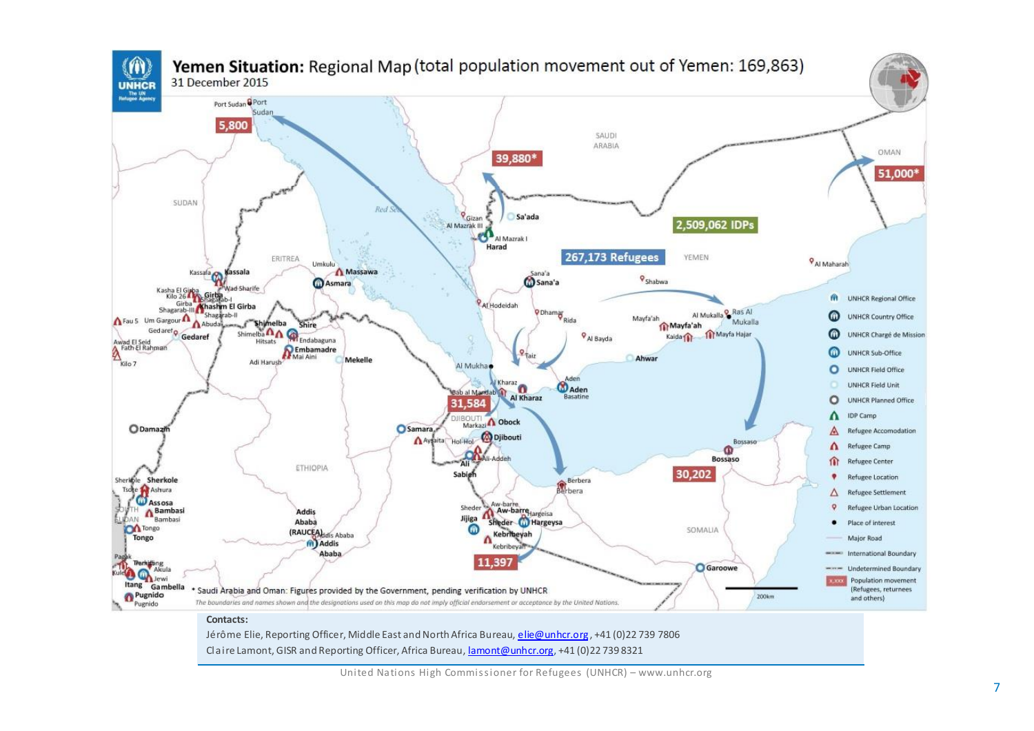# Yemen Situation: Regional Map (total population movement out of Yemen: 169,863)

31 December 2015

Port Sudan
5,800
39,880*
OMAN
51,000*
SAUDI ARABIA
SUDAN
2,509,062 IDPs
267,173 Refugees
YEMEN
ERITREA
Sa'ada
Harad
Sana'a
Al Hodeidah
Dhamar
Al Bayda
Shabwa
Al Mukalla
Mayfa'ah
Mayfa Hajar
Al Maharah
Ahwar
Aden
Al Kharaz
Al Mukha
Bab al Mandab
31,584
Obock
Djibouti
Ali Sabieh
Berbera
Bossaso
30,202
Hargeysa
Kebribeyah
11,397
ETHIOPIA
Addis Ababa
Asmara
Massawa
Kassala
Shimelba
Shire
Mekelle
Samara
Jijiga
Assosa
Gambella
SOMALIA
Garoowe

Legend: UNHCR Regional Office; UNHCR Country Office; UNHCR Chargé de Mission; UNHCR Sub-Office; UNHCR Field Office; UNHCR Field Unit; UNHCR Planned Office; IDP Camp; Refugee Accomodation; Refugee Camp; Refugee Center; Refugee Location; Refugee Settlement; Refugee Urban Location; Place of interest; Major Road; International Boundary; Undetermined Boundary; Population movement (Refugees, returnees and others)

\* Saudi Arabia and Oman: Figures provided by the Government, pending verification by UNHCR

*The boundaries and names shown and the designations used on this map do not imply official endorsement or acceptance by the United Nations.*

**Contacts:**

Jérôme Elie, Reporting Officer, Middle East and North Africa Bureau, elie@unhcr.org, +41 (0)22 739 7806

Claire Lamont, GISR and Reporting Officer, Africa Bureau, lamont@unhcr.org, +41 (0)22 739 8321

United Nations High Commissioner for Refugees (UNHCR) – www.unhcr.org